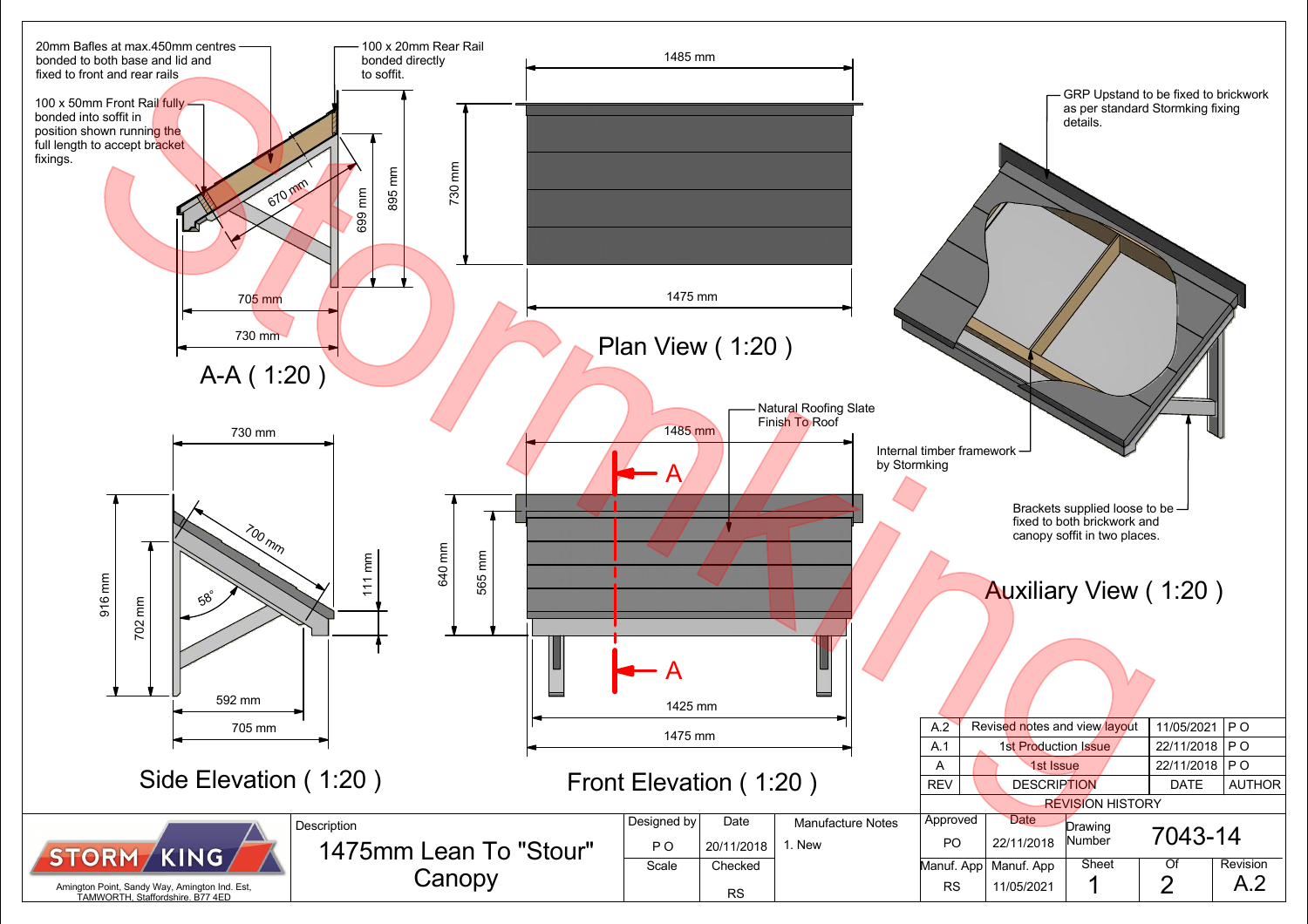## A-A ( 1:20 )

20mm Bafles at max.450mm centres bonded to both base and lid and fixed to front and rear rails

100 x 20mm Rear Rail bonded directly to soffit.

100 x 50mm Front Rail fully bonded into soffit in position shown running the full length to accept bracket fixings.

670 mm, 699 mm, 895 mm, 705 mm, 730 mm

## Plan View ( 1:20 )

1485 mm, 730 mm, 1475 mm

## Auxiliary View ( 1:20 )

GRP Upstand to be fixed to brickwork as per standard Stormking fixing details.

Internal timber framework by Stormking

Brackets supplied loose to be fixed to both brickwork and canopy soffit in two places.

## Side Elevation ( 1:20 )

730 mm, 700 mm, 58°, 916 mm, 702 mm, 111 mm, 592 mm, 705 mm

## Front Elevation ( 1:20 )

Natural Roofing Slate Finish To Roof

1485 mm, 640 mm, 565 mm, 1425 mm, 1475 mm

A — A

## Revision History

| REV | DESCRIPTION | DATE | AUTHOR |
|---|---|---|---|
| A.2 | Revised notes and view layout | 11/05/2021 | P O |
| A.1 | 1st Production Issue | 22/11/2018 | P O |
| A | 1st Issue | 22/11/2018 | P O |

STORM KING

Amington Point, Sandy Way, Amington Ind. Est, TAMWORTH, Staffordshire. B77 4ED

| Description | Designed by | Date | Manufacture Notes | Approved | Date | Drawing Number | |
|---|---|---|---|---|---|---|---|
| 1475mm Lean To "Stour" Canopy | P O | 20/11/2018 | 1. New | PO | 22/11/2018 | 7043-14 | |
| | Scale | Checked | | Manuf. App | Manuf. App | Sheet | Of | Revision |
| | | RS | | RS | 11/05/2021 | 1 | 2 | A.2 |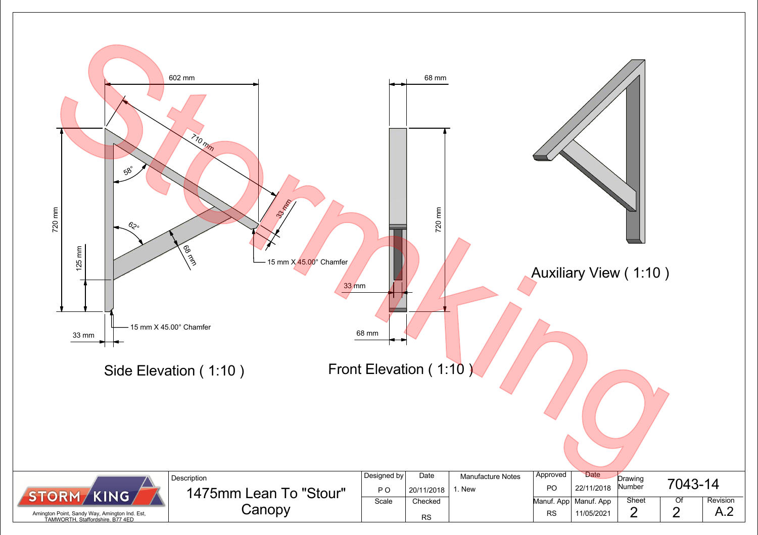602 mm

710 mm

720 mm

58°

62°

33 mm

68 mm

125 mm

15 mm X 45.00° Chamfer

15 mm X 45.00° Chamfer

33 mm

Side Elevation ( 1:10 )

68 mm

720 mm

33 mm

68 mm

Front Elevation ( 1:10 )

Auxiliary View ( 1:10 )

| | | | | | | | | | | |
|---|---|---|---|---|---|---|---|---|---|---|
| STORM KING<br>Amington Point, Sandy Way, Amington Ind. Est, TAMWORTH, Staffordshire. B77 4ED | Description<br>1475mm Lean To "Stour" Canopy | Designed by<br>P O | Date<br>20/11/2018 | Manufacture Notes<br>1. New | Approved<br>PO | Date<br>22/11/2018 | Drawing Number | 7043-14 | | |
| | | Scale | Checked<br>RS | | Manuf. App<br>RS | Manuf. App<br>11/05/2021 | Sheet<br>2 | Of<br>2 | Revision<br>A.2 | |